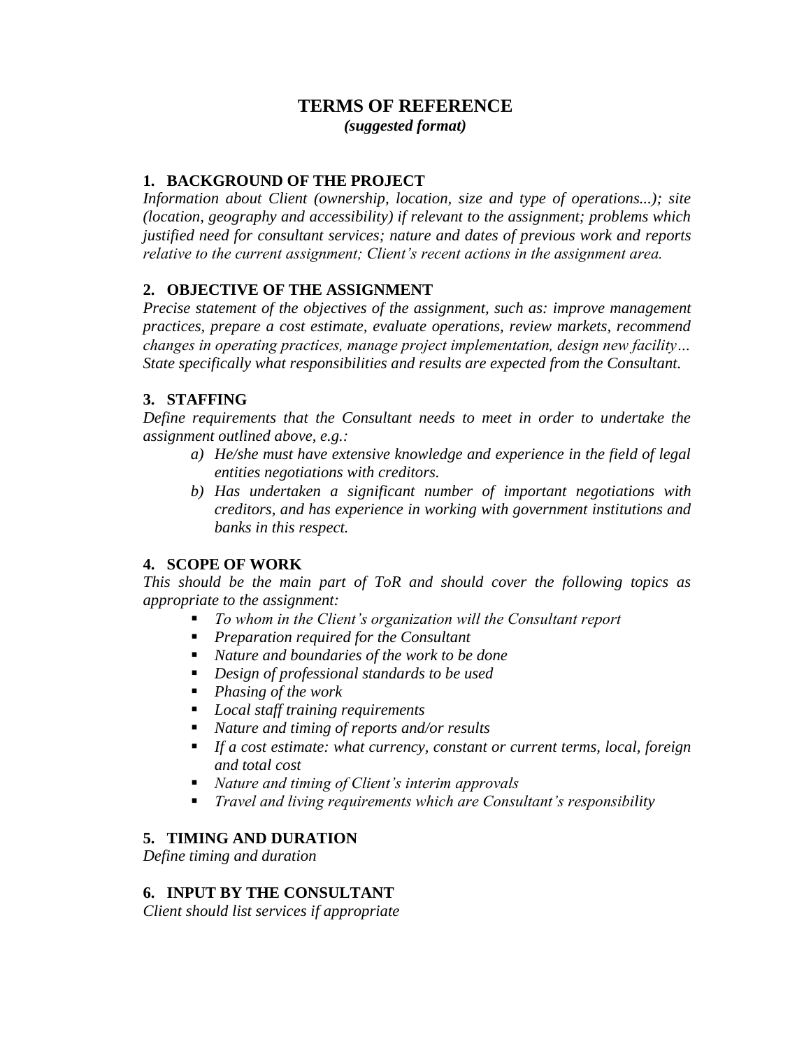# TERMS OF REFERENCE

***(suggested format)***

## 1. BACKGROUND OF THE PROJECT

*Information about Client (ownership, location, size and type of operations...); site (location, geography and accessibility) if relevant to the assignment; problems which justified need for consultant services; nature and dates of previous work and reports relative to the current assignment; Client's recent actions in the assignment area.*

## 2. OBJECTIVE OF THE ASSIGNMENT

*Precise statement of the objectives of the assignment, such as: improve management practices, prepare a cost estimate, evaluate operations, review markets, recommend changes in operating practices, manage project implementation, design new facility… State specifically what responsibilities and results are expected from the Consultant.*

## 3. STAFFING

*Define requirements that the Consultant needs to meet in order to undertake the assignment outlined above, e.g.:*

- *a) He/she must have extensive knowledge and experience in the field of legal entities negotiations with creditors.*
- *b) Has undertaken a significant number of important negotiations with creditors, and has experience in working with government institutions and banks in this respect.*

## 4. SCOPE OF WORK

*This should be the main part of ToR and should cover the following topics as appropriate to the assignment:*

- *To whom in the Client's organization will the Consultant report*
- *Preparation required for the Consultant*
- *Nature and boundaries of the work to be done*
- *Design of professional standards to be used*
- *Phasing of the work*
- *Local staff training requirements*
- *Nature and timing of reports and/or results*
- *If a cost estimate: what currency, constant or current terms, local, foreign and total cost*
- *Nature and timing of Client's interim approvals*
- *Travel and living requirements which are Consultant's responsibility*

## 5. TIMING AND DURATION

*Define timing and duration*

## 6. INPUT BY THE CONSULTANT

*Client should list services if appropriate*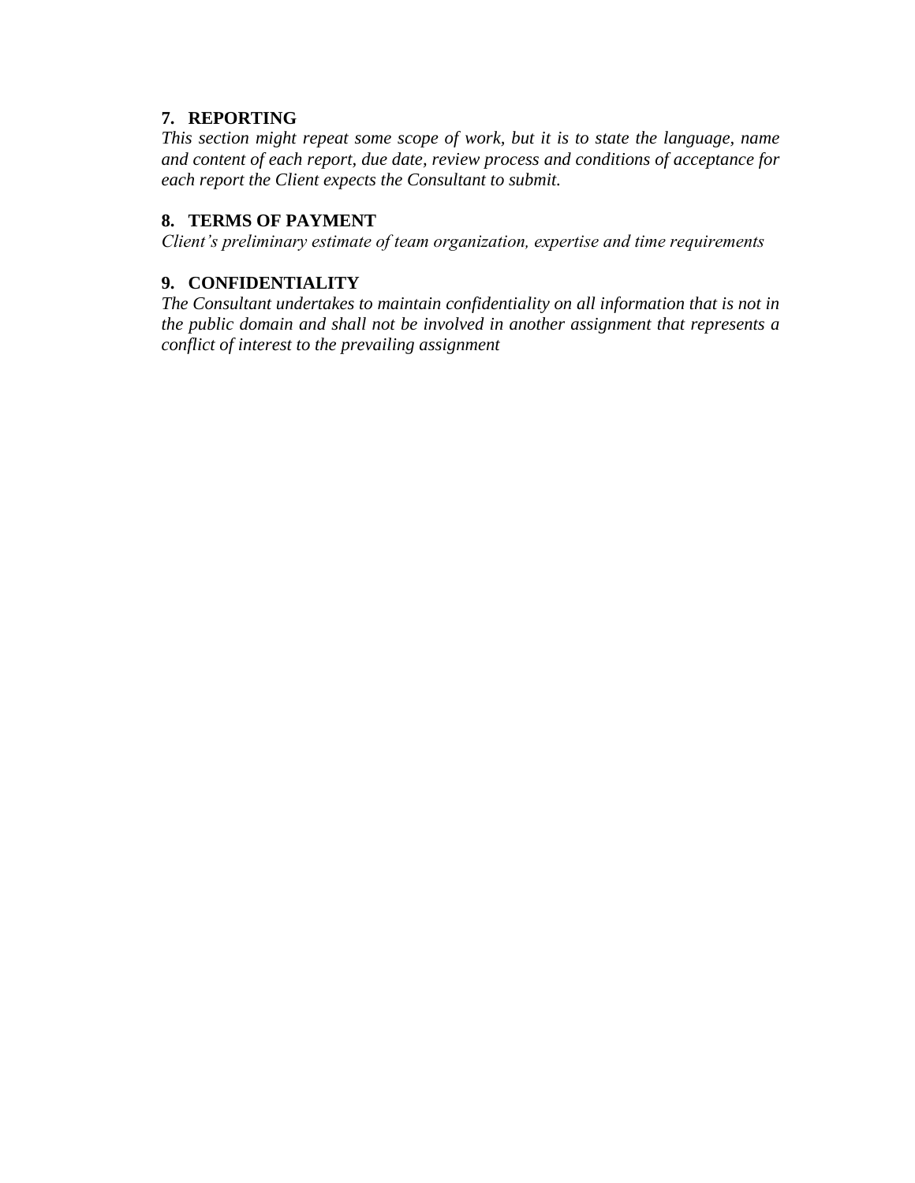## 7. REPORTING

*This section might repeat some scope of work, but it is to state the language, name and content of each report, due date, review process and conditions of acceptance for each report the Client expects the Consultant to submit.*

## 8. TERMS OF PAYMENT

*Client's preliminary estimate of team organization, expertise and time requirements*

## 9. CONFIDENTIALITY

*The Consultant undertakes to maintain confidentiality on all information that is not in the public domain and shall not be involved in another assignment that represents a conflict of interest to the prevailing assignment*